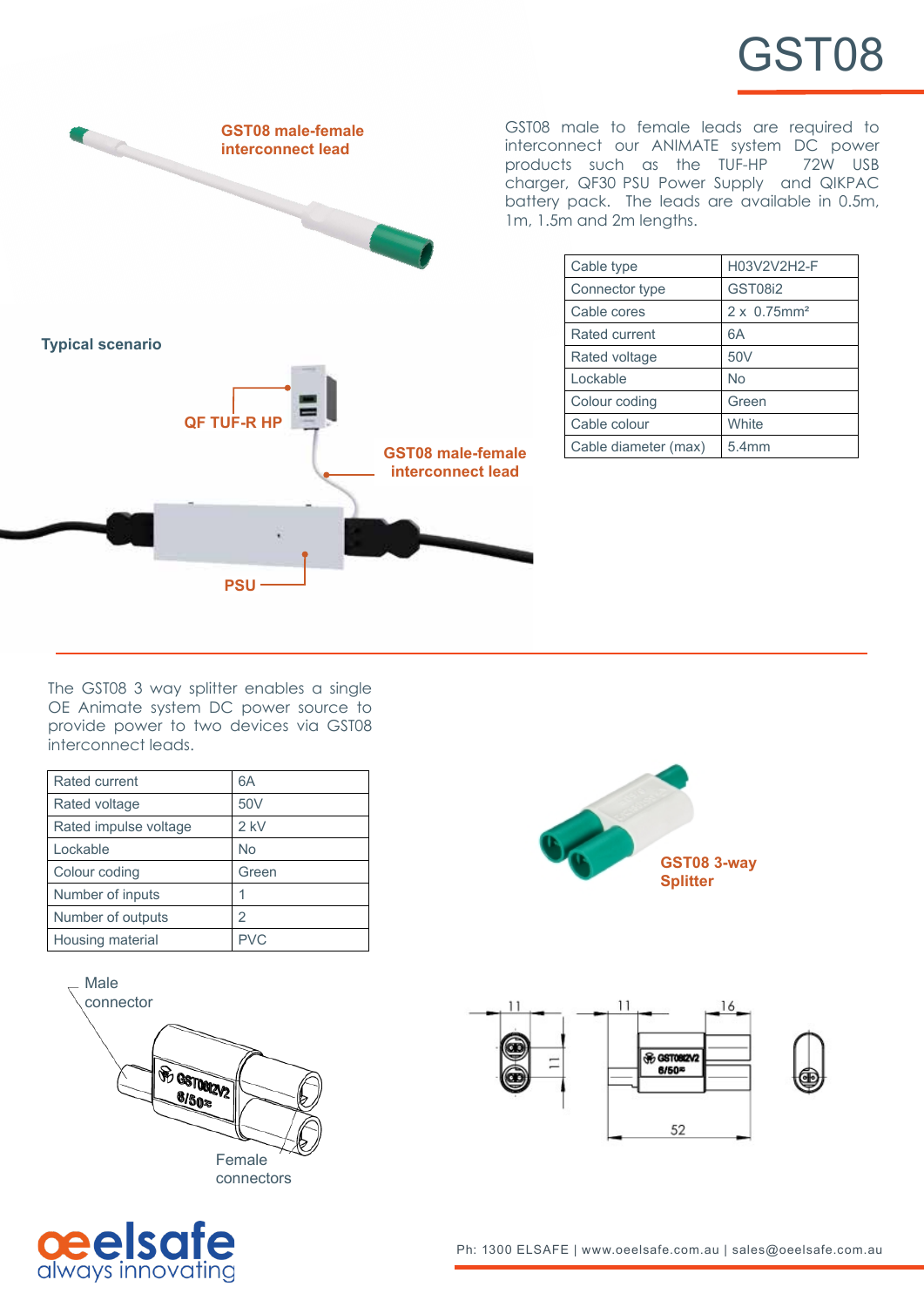# GST08

**GST08 male-female interconnect lead**

GST08 male to female leads are required to interconnect our ANIMATE system DC power products such as the TUF-HP 72W USB charger, QF30 PSU Power Supply and QIKPAC battery pack. The leads are available in 0.5m, 1m, 1.5m and 2m lengths.

| | |
|---|---|
| Cable type | H03V2V2H2-F |
| Connector type | GST08i2 |
| Cable cores | 2 x 0.75mm² |
| Rated current | 6A |
| Rated voltage | 50V |
| Lockable | No |
| Colour coding | Green |
| Cable colour | White |
| Cable diameter (max) | 5.4mm |

**Typical scenario**

**QF TUF-R HP**

**GST08 male-female interconnect lead**

**PSU**

---

The GST08 3 way splitter enables a single OE Animate system DC power source to provide power to two devices via GST08 interconnect leads.

| | |
|---|---|
| Rated current | 6A |
| Rated voltage | 50V |
| Rated impulse voltage | 2 kV |
| Lockable | No |
| Colour coding | Green |
| Number of inputs | 1 |
| Number of outputs | 2 |
| Housing material | PVC |

**GST08 3-way Splitter**

Male connector

Female connectors

Ph: 1300 ELSAFE | www.oeelsafe.com.au | sales@oeelsafe.com.au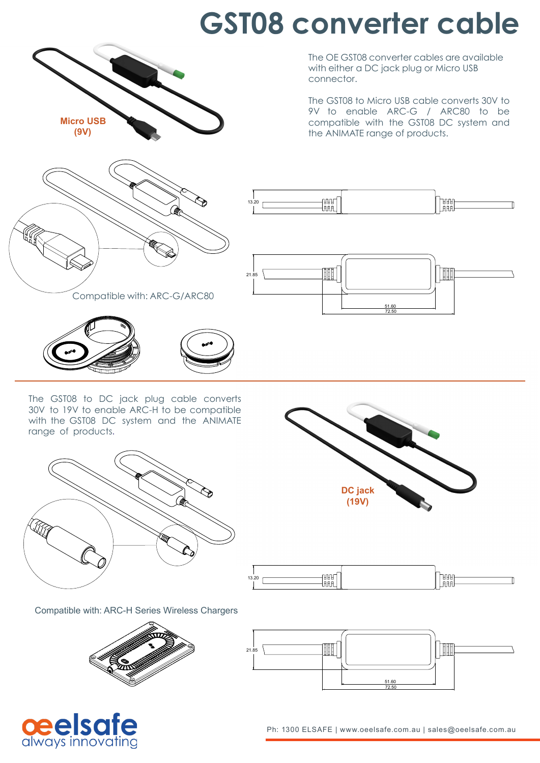# GST08 converter cable

Micro USB
(9V)

The OE GST08 converter cables are available with either a DC jack plug or Micro USB connector.

The GST08 to Micro USB cable converts 30V to 9V to enable ARC-G / ARC80 to be compatible with the GST08 DC system and the ANIMATE range of products.

13.20

21.85

51.60
72.50

Compatible with: ARC-G/ARC80

The GST08 to DC jack plug cable converts 30V to 19V to enable ARC-H to be compatible with the GST08 DC system and the ANIMATE range of products.

DC jack
(19V)

13.20

21.85

51.60
72.50

Compatible with: ARC-H Series Wireless Chargers

oeelsafe
always innovating

Ph: 1300 ELSAFE | www.oeelsafe.com.au | sales@oeelsafe.com.au